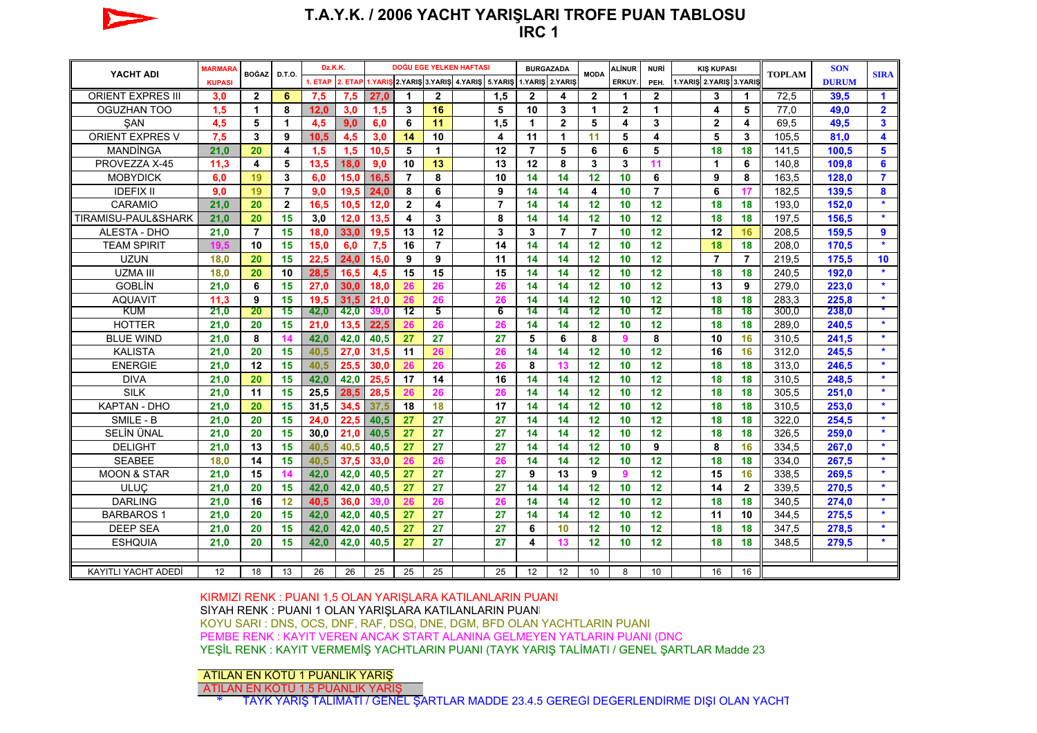# T.A.Y.K. / 2006 YACHT YARIŞLARI TROFE PUAN TABLOSU

## IRC 1

| YACHT ADI | MARMARA KUPASI | BOĞAZ | D.T.O. | Dz.K.K. | | DOĞU EGE YELKEN HAFTASI | | | | | BURGAZADA | | MODA | ALİNUR ERKUY. | NURİ PEH. | KIŞ KUPASI | | | TOPLAM | SON DURUM | SIRA |
|---|---|---|---|---|---|---|---|---|---|---|---|---|---|---|---|---|---|---|---|---|---|
| | | | | 1. ETAP | 2. ETAP | 1.YARIŞ | 2.YARIŞ | 3.YARIŞ | 4.YARIŞ | 5.YARIŞ | 1.YARIŞ | 2.YARIŞ | | | | 1.YARIŞ | 2.YARIŞ | 3.YARIŞ | | | |
| ORIENT EXPRES III | 3,0 | 2 | 6 | 7,5 | 7,5 | 27,0 | 1 | 2 | | 1,5 | 2 | 4 | 2 | 1 | 2 | | 3 | 1 | 72,5 | 39,5 | 1 |
| OGUZHAN TOO | 1,5 | 1 | 8 | 12,0 | 3,0 | 1,5 | 3 | 16 | | 5 | 10 | 3 | 1 | 2 | 1 | | 4 | 5 | 77,0 | 49,0 | 2 |
| ŞAN | 4,5 | 5 | 1 | 4,5 | 9,0 | 6,0 | 6 | 11 | | 1,5 | 1 | 2 | 5 | 4 | 3 | | 2 | 4 | 69,5 | 49,5 | 3 |
| ORIENT EXPRES V | 7,5 | 3 | 9 | 10,5 | 4,5 | 3,0 | 14 | 10 | | 4 | 11 | 1 | 11 | 5 | 4 | | 5 | 3 | 105,5 | 81,0 | 4 |
| MANDİNGA | 21,0 | 20 | 4 | 1,5 | 1,5 | 10,5 | 5 | 1 | | 12 | 7 | 5 | 6 | 6 | 5 | | 18 | 18 | 141,5 | 100,5 | 5 |
| PROVEZZA X-45 | 11,3 | 4 | 5 | 13,5 | 18,0 | 9,0 | 10 | 13 | | 13 | 12 | 8 | 3 | 3 | 11 | | 1 | 6 | 140,8 | 109,8 | 6 |
| MOBYDICK | 6,0 | 19 | 3 | 6,0 | 15,0 | 16,5 | 7 | 8 | | 10 | 14 | 14 | 12 | 10 | 6 | | 9 | 8 | 163,5 | 128,0 | 7 |
| IDEFIX II | 9,0 | 19 | 7 | 9,0 | 19,5 | 24,0 | 8 | 6 | | 9 | 14 | 14 | 4 | 10 | 7 | | 6 | 17 | 182,5 | 139,5 | 8 |
| CARAMIO | 21,0 | 20 | 2 | 16,5 | 10,5 | 12,0 | 2 | 4 | | 7 | 14 | 14 | 12 | 10 | 12 | | 18 | 18 | 193,0 | 152,0 | * |
| TIRAMISU-PAUL&SHARK | 21,0 | 20 | 15 | 3,0 | 12,0 | 13,5 | 4 | 3 | | 8 | 14 | 14 | 12 | 10 | 12 | | 18 | 18 | 197,5 | 156,5 | * |
| ALESTA - DHO | 21,0 | 7 | 15 | 18,0 | 33,0 | 19,5 | 13 | 12 | | 3 | 3 | 7 | 7 | 10 | 12 | | 12 | 16 | 208,5 | 159,5 | 9 |
| TEAM SPIRIT | 19,5 | 10 | 15 | 15,0 | 6,0 | 7,5 | 16 | 7 | | 14 | 14 | 14 | 12 | 10 | 12 | | 18 | 18 | 208,0 | 170,5 | * |
| UZUN | 18,0 | 20 | 15 | 22,5 | 24,0 | 15,0 | 9 | 9 | | 11 | 14 | 14 | 12 | 10 | 12 | | 7 | 7 | 219,5 | 175,5 | 10 |
| UZMA III | 18,0 | 20 | 10 | 28,5 | 16,5 | 4,5 | 15 | 15 | | 15 | 14 | 14 | 12 | 10 | 12 | | 18 | 18 | 240,5 | 192,0 | * |
| GOBLİN | 21,0 | 6 | 15 | 27,0 | 30,0 | 18,0 | 26 | 26 | | 26 | 14 | 14 | 12 | 10 | 12 | | 13 | 9 | 279,0 | 223,0 | * |
| AQUAVIT | 11,3 | 9 | 15 | 19,5 | 31,5 | 21,0 | 26 | 26 | | 26 | 14 | 14 | 12 | 10 | 12 | | 18 | 18 | 283,3 | 225,8 | * |
| KUM | 21,0 | 20 | 15 | 42,0 | 42,0 | 39,0 | 12 | 5 | | 6 | 14 | 14 | 12 | 10 | 12 | | 18 | 18 | 300,0 | 238,0 | * |
| HOTTER | 21,0 | 20 | 15 | 21,0 | 13,5 | 22,5 | 26 | 26 | | 26 | 14 | 14 | 12 | 10 | 12 | | 18 | 18 | 289,0 | 240,5 | * |
| BLUE WIND | 21,0 | 8 | 14 | 42,0 | 42,0 | 40,5 | 27 | 27 | | 27 | 5 | 6 | 8 | 9 | 8 | | 10 | 16 | 310,5 | 241,5 | * |
| KALISTA | 21,0 | 20 | 15 | 40,5 | 27,0 | 31,5 | 11 | 26 | | 26 | 14 | 14 | 12 | 10 | 12 | | 16 | 16 | 312,0 | 245,5 | * |
| ENERGIE | 21,0 | 12 | 15 | 40,5 | 25,5 | 30,0 | 26 | 26 | | 26 | 8 | 13 | 12 | 10 | 12 | | 18 | 18 | 313,0 | 246,5 | * |
| DIVA | 21,0 | 20 | 15 | 42,0 | 42,0 | 25,5 | 17 | 14 | | 16 | 14 | 14 | 12 | 10 | 12 | | 18 | 18 | 310,5 | 248,5 | * |
| SILK | 21,0 | 11 | 15 | 25,5 | 28,5 | 28,5 | 26 | 26 | | 26 | 14 | 14 | 12 | 10 | 12 | | 18 | 18 | 305,5 | 251,0 | * |
| KAPTAN - DHO | 21,0 | 20 | 15 | 31,5 | 34,5 | 37,5 | 18 | 18 | | 17 | 14 | 14 | 12 | 10 | 12 | | 18 | 18 | 310,5 | 253,0 | * |
| SMILE - B | 21,0 | 20 | 15 | 24,0 | 22,5 | 40,5 | 27 | 27 | | 27 | 14 | 14 | 12 | 10 | 12 | | 18 | 18 | 322,0 | 254,5 | * |
| SELİN ÜNAL | 21,0 | 20 | 15 | 30,0 | 21,0 | 40,5 | 27 | 27 | | 27 | 14 | 14 | 12 | 10 | 12 | | 18 | 18 | 326,5 | 259,0 | * |
| DELIGHT | 21,0 | 13 | 15 | 40,5 | 40,5 | 40,5 | 27 | 27 | | 27 | 14 | 14 | 12 | 10 | 9 | | 8 | 16 | 334,5 | 267,0 | * |
| SEABEE | 18,0 | 14 | 15 | 40,5 | 37,5 | 33,0 | 26 | 26 | | 26 | 14 | 14 | 12 | 10 | 12 | | 18 | 18 | 334,0 | 267,5 | * |
| MOON & STAR | 21,0 | 15 | 14 | 42,0 | 42,0 | 40,5 | 27 | 27 | | 27 | 9 | 13 | 9 | 9 | 12 | | 15 | 16 | 338,5 | 269,5 | * |
| ULUÇ | 21,0 | 20 | 15 | 42,0 | 42,0 | 40,5 | 27 | 27 | | 27 | 14 | 14 | 12 | 10 | 12 | | 14 | 2 | 339,5 | 270,5 | * |
| DARLING | 21,0 | 16 | 12 | 40,5 | 36,0 | 39,0 | 26 | 26 | | 26 | 14 | 14 | 12 | 10 | 12 | | 18 | 18 | 340,5 | 274,0 | * |
| BARBAROS 1 | 21,0 | 20 | 15 | 42,0 | 42,0 | 40,5 | 27 | 27 | | 27 | 14 | 14 | 12 | 10 | 12 | | 11 | 10 | 344,5 | 275,5 | * |
| DEEP SEA | 21,0 | 20 | 15 | 42,0 | 42,0 | 40,5 | 27 | 27 | | 27 | 6 | 10 | 12 | 10 | 12 | | 18 | 18 | 347,5 | 278,5 | * |
| ESHQUIA | 21,0 | 20 | 15 | 42,0 | 42,0 | 40,5 | 27 | 27 | | 27 | 4 | 13 | 12 | 10 | 12 | | 18 | 18 | 348,5 | 279,5 | * |
| | | | | | | | | | | | | | | | | | | | | | |
| KAYITLI YACHT ADEDİ | 12 | 18 | 13 | 26 | 26 | 25 | 25 | 25 | | 25 | 12 | 12 | 10 | 8 | 10 | | 16 | 16 | | | |

KIRMIZI RENK : PUANI 1,5 OLAN YARIŞLARA KATILANLARIN PUANI
SİYAH RENK : PUANI 1 OLAN YARIŞLARA KATILANLARIN PUANI
KOYU SARI : DNS, OCS, DNF, RAF, DSQ, DNE, DGM, BFD OLAN YACHTLARIN PUANI
PEMBE RENK : KAYIT VEREN ANCAK START ALANINA GELMEYEN YATLARIN PUANI (DNC
YEŞİL RENK : KAYIT VERMEMİŞ YACHTLARIN PUANI (TAYK YARIŞ TALİMATI / GENEL ŞARTLAR Madde 23

ATILAN EN KÖTÜ 1 PUANLIK YARIŞ
ATILAN EN KÖTÜ 1.5 PUANLIK YARIŞ
* TAYK YARIŞ TALİMATI / GENEL ŞARTLAR MADDE 23.4.5 GEREĞİ DEĞERLENDİRME DIŞI OLAN YACHT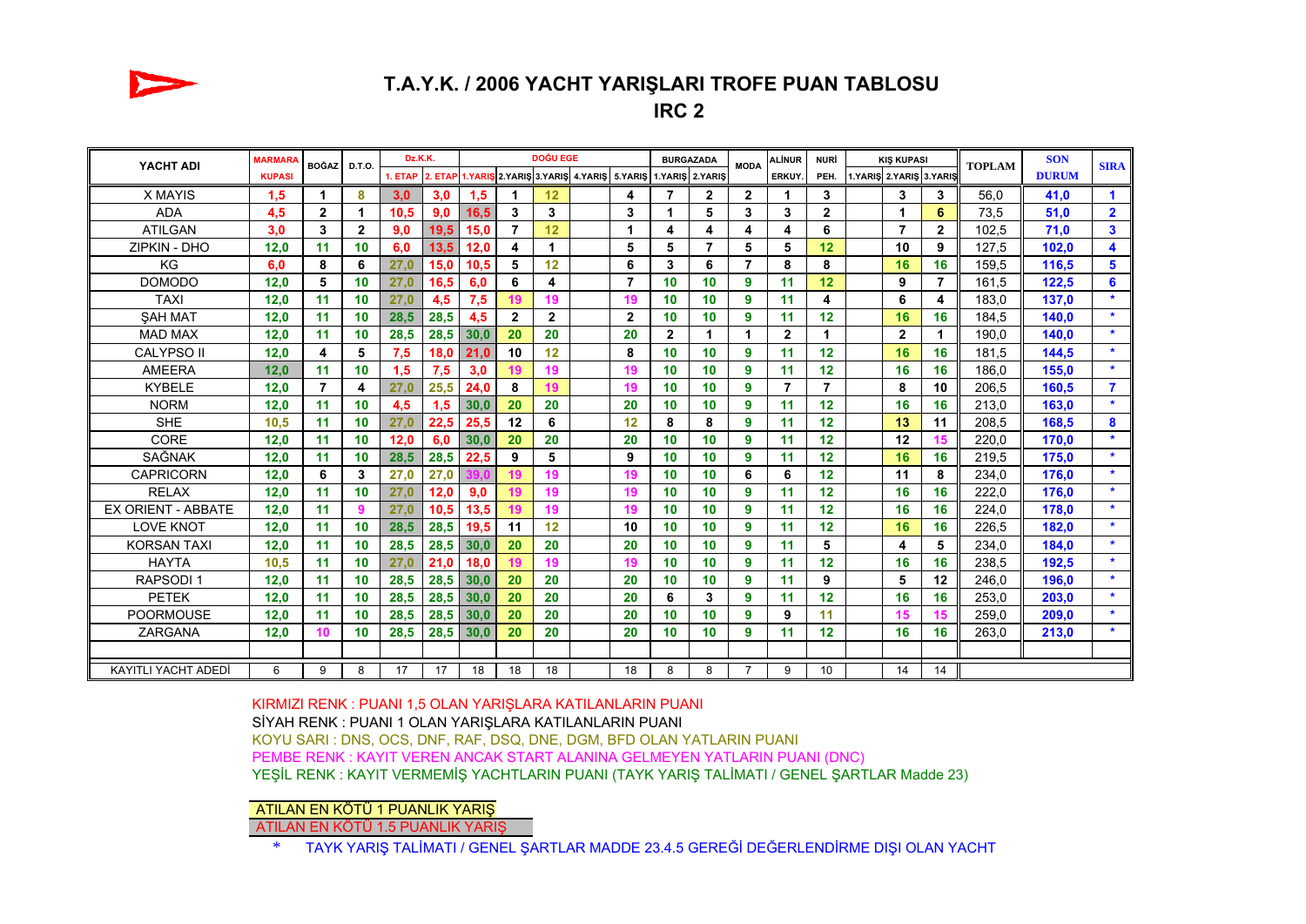# T.A.Y.K. / 2006 YACHT YARIŞLARI TROFE PUAN TABLOSU

## IRC 2

| YACHT ADI | MARMARA KUPASI | BOĞAZ | D.T.O. | Dz.K.K. | | DOĞU EGE | | | | | BURGAZADA | | MODA | ALİNUR ERKUY. | NURİ PEH. | KIŞ KUPASI | | | TOPLAM | SON DURUM | SIRA |
|---|---|---|---|---|---|---|---|---|---|---|---|---|---|---|---|---|---|---|---|---|---|
| | | | | 1. ETAP | 2. ETAP | 1.YARIŞ | 2.YARIŞ | 3.YARIŞ | 4.YARIŞ | 5.YARIŞ | 1.YARIŞ | 2.YARIŞ | | | | 1.YARIŞ | 2.YARIŞ | 3.YARIŞ | | | |
| X MAYIS | 1,5 | 1 | 8 | 3,0 | 3,0 | 1,5 | 1 | 12 | | 4 | 7 | 2 | 2 | 1 | 3 | | 3 | 3 | 56,0 | 41,0 | 1 |
| ADA | 4,5 | 2 | 1 | 10,5 | 9,0 | 16,5 | 3 | 3 | | 3 | 1 | 5 | 3 | 3 | 2 | | 1 | 6 | 73,5 | 51,0 | 2 |
| ATILGAN | 3,0 | 3 | 2 | 9,0 | 19,5 | 15,0 | 7 | 12 | | 1 | 4 | 4 | 4 | 4 | 6 | | 7 | 2 | 102,5 | 71,0 | 3 |
| ZIPKIN - DHO | 12,0 | 11 | 10 | 6,0 | 13,5 | 12,0 | 4 | 1 | | 5 | 5 | 7 | 5 | 5 | 12 | | 10 | 9 | 127,5 | 102,0 | 4 |
| KG | 6,0 | 8 | 6 | 27,0 | 15,0 | 10,5 | 5 | 12 | | 6 | 3 | 6 | 7 | 8 | 8 | | 16 | 16 | 159,5 | 116,5 | 5 |
| DOMODO | 12,0 | 5 | 10 | 27,0 | 16,5 | 6,0 | 6 | 4 | | 7 | 10 | 10 | 9 | 11 | 12 | | 9 | 7 | 161,5 | 122,5 | 6 |
| TAXI | 12,0 | 11 | 10 | 27,0 | 4,5 | 7,5 | 19 | 19 | | 19 | 10 | 10 | 9 | 11 | 4 | | 6 | 4 | 183,0 | 137,0 | * |
| ŞAH MAT | 12,0 | 11 | 10 | 28,5 | 28,5 | 4,5 | 2 | 2 | | 2 | 10 | 10 | 9 | 11 | 12 | | 16 | 16 | 184,5 | 140,0 | * |
| MAD MAX | 12,0 | 11 | 10 | 28,5 | 28,5 | 30,0 | 20 | 20 | | 20 | 2 | 1 | 1 | 2 | 1 | | 2 | 1 | 190,0 | 140,0 | * |
| CALYPSO II | 12,0 | 4 | 5 | 7,5 | 18,0 | 21,0 | 10 | 12 | | 8 | 10 | 10 | 9 | 11 | 12 | | 16 | 16 | 181,5 | 144,5 | * |
| AMEERA | 12,0 | 11 | 10 | 1,5 | 7,5 | 3,0 | 19 | 19 | | 19 | 10 | 10 | 9 | 11 | 12 | | 16 | 16 | 186,0 | 155,0 | * |
| KYBELE | 12,0 | 7 | 4 | 27,0 | 25,5 | 24,0 | 8 | 19 | | 19 | 10 | 10 | 9 | 7 | 7 | | 8 | 10 | 206,5 | 160,5 | 7 |
| NORM | 12,0 | 11 | 10 | 4,5 | 1,5 | 30,0 | 20 | 20 | | 20 | 10 | 10 | 9 | 11 | 12 | | 16 | 16 | 213,0 | 163,0 | * |
| SHE | 10,5 | 11 | 10 | 27,0 | 22,5 | 25,5 | 12 | 6 | | 12 | 8 | 8 | 9 | 11 | 12 | | 13 | 11 | 208,5 | 168,5 | 8 |
| CORE | 12,0 | 11 | 10 | 12,0 | 6,0 | 30,0 | 20 | 20 | | 20 | 10 | 10 | 9 | 11 | 12 | | 12 | 15 | 220,0 | 170,0 | * |
| SAĞNAK | 12,0 | 11 | 10 | 28,5 | 28,5 | 22,5 | 9 | 5 | | 9 | 10 | 10 | 9 | 11 | 12 | | 16 | 16 | 219,5 | 175,0 | * |
| CAPRICORN | 12,0 | 6 | 3 | 27,0 | 27,0 | 39,0 | 19 | 19 | | 19 | 10 | 10 | 6 | 6 | 12 | | 11 | 8 | 234,0 | 176,0 | * |
| RELAX | 12,0 | 11 | 10 | 27,0 | 12,0 | 9,0 | 19 | 19 | | 19 | 10 | 10 | 9 | 11 | 12 | | 16 | 16 | 222,0 | 176,0 | * |
| EX ORIENT - ABBATE | 12,0 | 11 | 9 | 27,0 | 10,5 | 13,5 | 19 | 19 | | 19 | 10 | 10 | 9 | 11 | 12 | | 16 | 16 | 224,0 | 178,0 | * |
| LOVE KNOT | 12,0 | 11 | 10 | 28,5 | 28,5 | 19,5 | 11 | 12 | | 10 | 10 | 10 | 9 | 11 | 12 | | 16 | 16 | 226,5 | 182,0 | * |
| KORSAN TAXI | 12,0 | 11 | 10 | 28,5 | 28,5 | 30,0 | 20 | 20 | | 20 | 10 | 10 | 9 | 11 | 5 | | 4 | 5 | 234,0 | 184,0 | * |
| HAYTA | 10,5 | 11 | 10 | 27,0 | 21,0 | 18,0 | 19 | 19 | | 19 | 10 | 10 | 9 | 11 | 12 | | 16 | 16 | 238,5 | 192,5 | * |
| RAPSODI 1 | 12,0 | 11 | 10 | 28,5 | 28,5 | 30,0 | 20 | 20 | | 20 | 10 | 10 | 9 | 11 | 9 | | 5 | 12 | 246,0 | 196,0 | * |
| PETEK | 12,0 | 11 | 10 | 28,5 | 28,5 | 30,0 | 20 | 20 | | 20 | 6 | 3 | 9 | 11 | 12 | | 16 | 16 | 253,0 | 203,0 | * |
| POORMOUSE | 12,0 | 11 | 10 | 28,5 | 28,5 | 30,0 | 20 | 20 | | 20 | 10 | 10 | 9 | 9 | 11 | | 15 | 15 | 259,0 | 209,0 | * |
| ZARGANA | 12,0 | 10 | 10 | 28,5 | 28,5 | 30,0 | 20 | 20 | | 20 | 10 | 10 | 9 | 11 | 12 | | 16 | 16 | 263,0 | 213,0 | * |
| | | | | | | | | | | | | | | | | | | | | | |
| KAYITLI YACHT ADEDİ | 6 | 9 | 8 | 17 | 17 | 18 | 18 | 18 | | 18 | 8 | 8 | 7 | 9 | 10 | | 14 | 14 | | | |

KIRMIZI RENK : PUANI 1,5 OLAN YARIŞLARA KATILANLARIN PUANI

SİYAH RENK : PUANI 1 OLAN YARIŞLARA KATILANLARIN PUANI

KOYU SARI : DNS, OCS, DNF, RAF, DSQ, DNE, DGM, BFD OLAN YATLARIN PUANI

PEMBE RENK : KAYIT VEREN ANCAK START ALANINA GELMEYEN YATLARIN PUANI (DNC)

YEŞİL RENK : KAYIT VERMEMİŞ YACHTLARIN PUANI (TAYK YARIŞ TALİMATI / GENEL ŞARTLAR Madde 23)

ATILAN EN KÖTÜ 1 PUANLIK YARIŞ

ATILAN EN KÖTÜ 1.5 PUANLIK YARIŞ

* TAYK YARIŞ TALİMATI / GENEL ŞARTLAR MADDE 23.4.5 GEREĞİ DEĞERLENDİRME DIŞI OLAN YACHT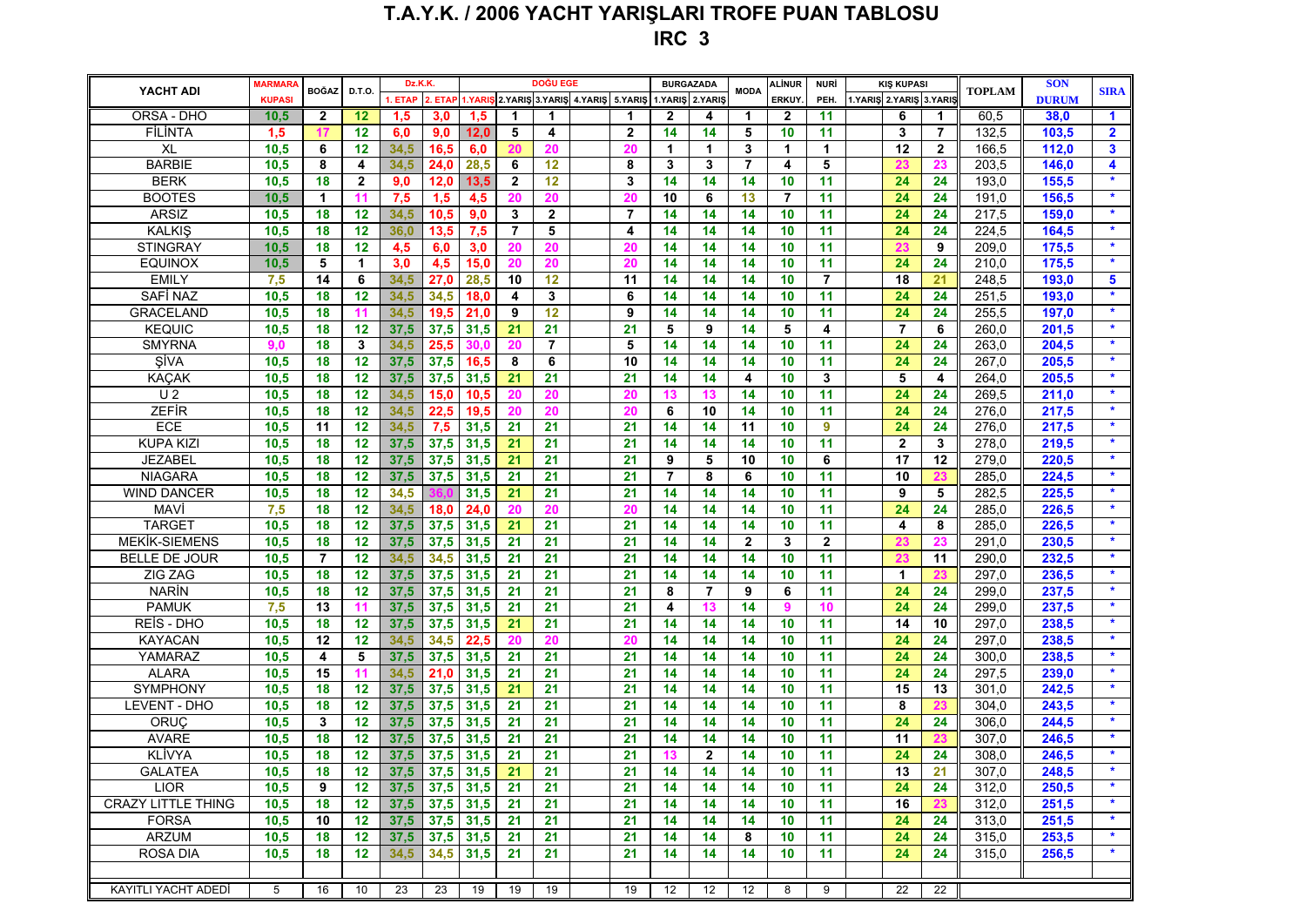# T.A.Y.K. / 2006 YACHT YARIŞLARI TROFE PUAN TABLOSU

## IRC 3

| YACHT ADI | MARMARA KUPASI | BOĞAZ | D.T.O. | Dz.K.K. | | DOĞU EGE | | | | | BURGAZADA | | MODA | ALİNUR ERKUY. | NURİ PEH. | KIŞ KUPASI | | | TOPLAM | SON DURUM | SIRA |
|---|---|---|---|---|---|---|---|---|---|---|---|---|---|---|---|---|---|---|---|---|---|
| | | | | 1. ETAP | 2. ETAP | 1.YARIŞ | 2.YARIŞ | 3.YARIŞ | 4.YARIŞ | 5.YARIŞ | 1.YARIŞ | 2.YARIŞ | | | | 1.YARIŞ | 2.YARIŞ | 3.YARIŞ | | | |
| ORSA - DHO | 10,5 | 2 | 12 | 1,5 | 3,0 | 1,5 | 1 | 1 | | 1 | 2 | 4 | 1 | 2 | 11 | | 6 | 1 | 60,5 | 38,0 | 1 |
| FİLİNTA | 1,5 | 17 | 12 | 6,0 | 9,0 | 12,0 | 5 | 4 | | 2 | 14 | 14 | 5 | 10 | 11 | | 3 | 7 | 132,5 | 103,5 | 2 |
| XL | 10,5 | 6 | 12 | 34,5 | 16,5 | 6,0 | 20 | 20 | | 20 | 1 | 1 | 3 | 1 | 1 | | 12 | 2 | 166,5 | 112,0 | 3 |
| BARBIE | 10,5 | 8 | 4 | 34,5 | 24,0 | 28,5 | 6 | 12 | | 8 | 3 | 3 | 7 | 4 | 5 | | 23 | 23 | 203,5 | 146,0 | 4 |
| BERK | 10,5 | 18 | 2 | 9,0 | 12,0 | 13,5 | 2 | 12 | | 3 | 14 | 14 | 14 | 10 | 11 | | 24 | 24 | 193,0 | 155,5 | * |
| BOOTES | 10,5 | 1 | 11 | 7,5 | 1,5 | 4,5 | 20 | 20 | | 20 | 10 | 6 | 13 | 7 | 11 | | 24 | 24 | 191,0 | 156,5 | * |
| ARSIZ | 10,5 | 18 | 12 | 34,5 | 10,5 | 9,0 | 3 | 2 | | 7 | 14 | 14 | 14 | 10 | 11 | | 24 | 24 | 217,5 | 159,0 | * |
| KALKIŞ | 10,5 | 18 | 12 | 36,0 | 13,5 | 7,5 | 7 | 5 | | 4 | 14 | 14 | 14 | 10 | 11 | | 24 | 24 | 224,5 | 164,5 | * |
| STINGRAY | 10,5 | 18 | 12 | 4,5 | 6,0 | 3,0 | 20 | 20 | | 20 | 14 | 14 | 14 | 10 | 11 | | 23 | 9 | 209,0 | 175,5 | * |
| EQUINOX | 10,5 | 5 | 1 | 3,0 | 4,5 | 15,0 | 20 | 20 | | 20 | 14 | 14 | 14 | 10 | 11 | | 24 | 24 | 210,0 | 175,5 | * |
| EMILY | 7,5 | 14 | 6 | 34,5 | 27,0 | 28,5 | 10 | 12 | | 11 | 14 | 14 | 14 | 10 | 7 | | 18 | 21 | 248,5 | 193,0 | 5 |
| SAFİ NAZ | 10,5 | 18 | 12 | 34,5 | 34,5 | 18,0 | 4 | 3 | | 6 | 14 | 14 | 14 | 10 | 11 | | 24 | 24 | 251,5 | 193,0 | * |
| GRACELAND | 10,5 | 18 | 11 | 34,5 | 19,5 | 21,0 | 9 | 12 | | 9 | 14 | 14 | 14 | 10 | 11 | | 24 | 24 | 255,5 | 197,0 | * |
| KEQUIC | 10,5 | 18 | 12 | 37,5 | 37,5 | 31,5 | 21 | 21 | | 21 | 5 | 9 | 14 | 5 | 4 | | 7 | 6 | 260,0 | 201,5 | * |
| SMYRNA | 9,0 | 18 | 3 | 34,5 | 25,5 | 30,0 | 20 | 7 | | 5 | 14 | 14 | 14 | 10 | 11 | | 24 | 24 | 263,0 | 204,5 | * |
| ŞİVA | 10,5 | 18 | 12 | 37,5 | 37,5 | 16,5 | 8 | 6 | | 10 | 14 | 14 | 14 | 10 | 11 | | 24 | 24 | 267,0 | 205,5 | * |
| KAÇAK | 10,5 | 18 | 12 | 37,5 | 37,5 | 31,5 | 21 | 21 | | 21 | 14 | 14 | 4 | 10 | 3 | | 5 | 4 | 264,0 | 205,5 | * |
| U 2 | 10,5 | 18 | 12 | 34,5 | 15,0 | 10,5 | 20 | 20 | | 20 | 13 | 13 | 14 | 10 | 11 | | 24 | 24 | 269,5 | 211,0 | * |
| ZEFİR | 10,5 | 18 | 12 | 34,5 | 22,5 | 19,5 | 20 | 20 | | 20 | 6 | 10 | 14 | 10 | 11 | | 24 | 24 | 276,0 | 217,5 | * |
| ECE | 10,5 | 11 | 12 | 34,5 | 7,5 | 31,5 | 21 | 21 | | 21 | 14 | 14 | 11 | 10 | 9 | | 24 | 24 | 276,0 | 217,5 | * |
| KUPA KIZI | 10,5 | 18 | 12 | 37,5 | 37,5 | 31,5 | 21 | 21 | | 21 | 14 | 14 | 14 | 10 | 11 | | 2 | 3 | 278,0 | 219,5 | * |
| JEZABEL | 10,5 | 18 | 12 | 37,5 | 37,5 | 31,5 | 21 | 21 | | 21 | 9 | 5 | 10 | 10 | 6 | | 17 | 12 | 279,0 | 220,5 | * |
| NIAGARA | 10,5 | 18 | 12 | 37,5 | 37,5 | 31,5 | 21 | 21 | | 21 | 7 | 8 | 6 | 10 | 11 | | 10 | 23 | 285,0 | 224,5 | * |
| WIND DANCER | 10,5 | 18 | 12 | 34,5 | 36,0 | 31,5 | 21 | 21 | | 21 | 14 | 14 | 14 | 10 | 11 | | 9 | 5 | 282,5 | 225,5 | * |
| MAVİ | 7,5 | 18 | 12 | 34,5 | 18,0 | 24,0 | 20 | 20 | | 20 | 14 | 14 | 14 | 10 | 11 | | 24 | 24 | 285,0 | 226,5 | * |
| TARGET | 10,5 | 18 | 12 | 37,5 | 37,5 | 31,5 | 21 | 21 | | 21 | 14 | 14 | 14 | 10 | 11 | | 4 | 8 | 285,0 | 226,5 | * |
| MEKİK-SIEMENS | 10,5 | 18 | 12 | 37,5 | 37,5 | 31,5 | 21 | 21 | | 21 | 14 | 14 | 2 | 3 | 2 | | 23 | 23 | 291,0 | 230,5 | * |
| BELLE DE JOUR | 10,5 | 7 | 12 | 34,5 | 34,5 | 31,5 | 21 | 21 | | 21 | 14 | 14 | 14 | 10 | 11 | | 23 | 11 | 290,0 | 232,5 | * |
| ZIG ZAG | 10,5 | 18 | 12 | 37,5 | 37,5 | 31,5 | 21 | 21 | | 21 | 14 | 14 | 14 | 10 | 11 | | 1 | 23 | 297,0 | 236,5 | * |
| NARİN | 10,5 | 18 | 12 | 37,5 | 37,5 | 31,5 | 21 | 21 | | 21 | 8 | 7 | 9 | 6 | 11 | | 24 | 24 | 299,0 | 237,5 | * |
| PAMUK | 7,5 | 13 | 11 | 37,5 | 37,5 | 31,5 | 21 | 21 | | 21 | 4 | 13 | 14 | 9 | 10 | | 24 | 24 | 299,0 | 237,5 | * |
| REİS - DHO | 10,5 | 18 | 12 | 37,5 | 37,5 | 31,5 | 21 | 21 | | 21 | 14 | 14 | 14 | 10 | 11 | | 14 | 10 | 297,0 | 238,5 | * |
| KAYACAN | 10,5 | 12 | 12 | 34,5 | 34,5 | 22,5 | 20 | 20 | | 20 | 14 | 14 | 14 | 10 | 11 | | 24 | 24 | 297,0 | 238,5 | * |
| YAMARAZ | 10,5 | 4 | 5 | 37,5 | 37,5 | 31,5 | 21 | 21 | | 21 | 14 | 14 | 14 | 10 | 11 | | 24 | 24 | 300,0 | 238,5 | * |
| ALARA | 10,5 | 15 | 11 | 34,5 | 21,0 | 31,5 | 21 | 21 | | 21 | 14 | 14 | 14 | 10 | 11 | | 24 | 24 | 297,5 | 239,0 | * |
| SYMPHONY | 10,5 | 18 | 12 | 37,5 | 37,5 | 31,5 | 21 | 21 | | 21 | 14 | 14 | 14 | 10 | 11 | | 15 | 13 | 301,0 | 242,5 | * |
| LEVENT - DHO | 10,5 | 18 | 12 | 37,5 | 37,5 | 31,5 | 21 | 21 | | 21 | 14 | 14 | 14 | 10 | 11 | | 8 | 23 | 304,0 | 243,5 | * |
| ORUÇ | 10,5 | 3 | 12 | 37,5 | 37,5 | 31,5 | 21 | 21 | | 21 | 14 | 14 | 14 | 10 | 11 | | 24 | 24 | 306,0 | 244,5 | * |
| AVARE | 10,5 | 18 | 12 | 37,5 | 37,5 | 31,5 | 21 | 21 | | 21 | 14 | 14 | 14 | 10 | 11 | | 11 | 23 | 307,0 | 246,5 | * |
| KLİVYA | 10,5 | 18 | 12 | 37,5 | 37,5 | 31,5 | 21 | 21 | | 21 | 13 | 2 | 14 | 10 | 11 | | 24 | 24 | 308,0 | 246,5 | * |
| GALATEA | 10,5 | 18 | 12 | 37,5 | 37,5 | 31,5 | 21 | 21 | | 21 | 14 | 14 | 14 | 10 | 11 | | 13 | 21 | 307,0 | 248,5 | * |
| LIOR | 10,5 | 9 | 12 | 37,5 | 37,5 | 31,5 | 21 | 21 | | 21 | 14 | 14 | 14 | 10 | 11 | | 24 | 24 | 312,0 | 250,5 | * |
| CRAZY LITTLE THING | 10,5 | 18 | 12 | 37,5 | 37,5 | 31,5 | 21 | 21 | | 21 | 14 | 14 | 14 | 10 | 11 | | 16 | 23 | 312,0 | 251,5 | * |
| FORSA | 10,5 | 10 | 12 | 37,5 | 37,5 | 31,5 | 21 | 21 | | 21 | 14 | 14 | 14 | 10 | 11 | | 24 | 24 | 313,0 | 251,5 | * |
| ARZUM | 10,5 | 18 | 12 | 37,5 | 37,5 | 31,5 | 21 | 21 | | 21 | 14 | 14 | 8 | 10 | 11 | | 24 | 24 | 315,0 | 253,5 | * |
| ROSA DIA | 10,5 | 18 | 12 | 34,5 | 34,5 | 31,5 | 21 | 21 | | 21 | 14 | 14 | 14 | 10 | 11 | | 24 | 24 | 315,0 | 256,5 | * |
| KAYITLI YACHT ADEDİ | 5 | 16 | 10 | 23 | 23 | 19 | 19 | 19 | | 19 | 12 | 12 | 12 | 8 | 9 | | 22 | 22 | | | |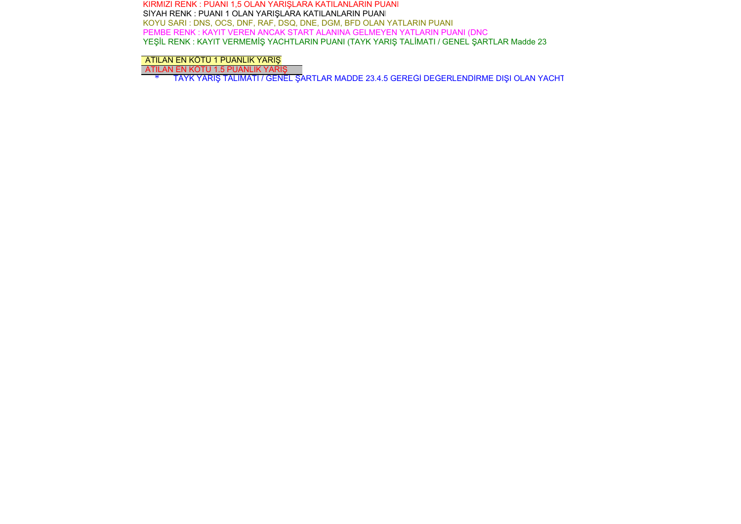KIRMIZI RENK : PUANI 1,5 OLAN YARIŞLARA KATILANLARIN PUANI
SİYAH RENK : PUANI 1 OLAN YARIŞLARA KATILANLARIN PUANI
KOYU SARI : DNS, OCS, DNF, RAF, DSQ, DNE, DGM, BFD OLAN YATLARIN PUANI
PEMBE RENK : KAYIT VEREN ANCAK START ALANINA GELMEYEN YATLARIN PUANI (DNC
YEŞİL RENK : KAYIT VERMEMİŞ YACHTLARIN PUANI (TAYK YARIŞ TALİMATI / GENEL ŞARTLAR Madde 23

ATILAN EN KÖTÜ 1 PUANLIK YARIŞ
ATILAN EN KÖTÜ 1.5 PUANLIK YARIŞ
* TAYK YARIŞ TALİMATI / GENEL ŞARTLAR MADDE 23.4.5 GEREĞİ DEĞERLENDİRME DIŞI OLAN YACHT